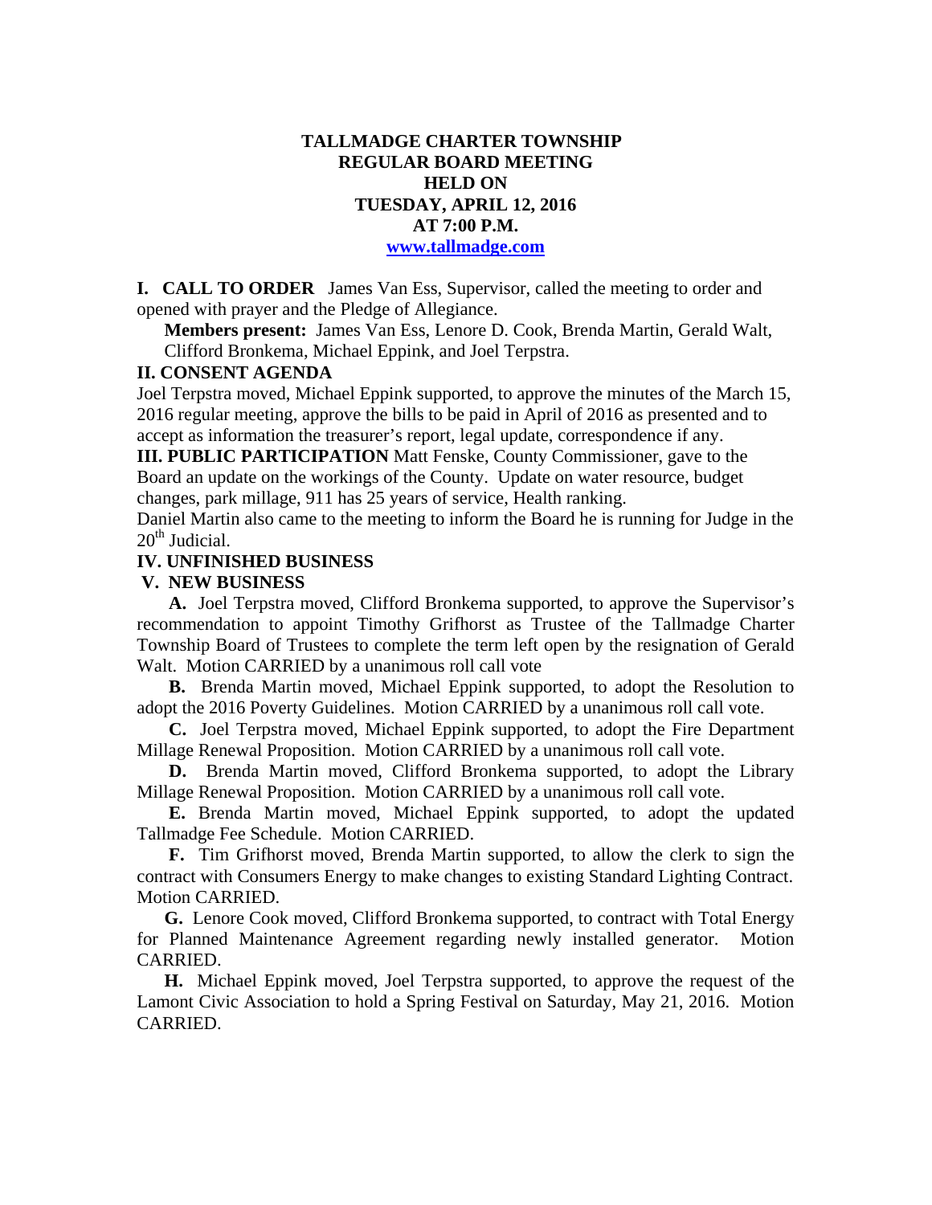# TALLMADGE CHARTER TOWNSHIP
## REGULAR BOARD MEETING
## HELD ON
## TUESDAY, APRIL 12, 2016
## AT 7:00 P.M.

**www.tallmadge.com**

**I. CALL TO ORDER** James Van Ess, Supervisor, called the meeting to order and opened with prayer and the Pledge of Allegiance.

**Members present:** James Van Ess, Lenore D. Cook, Brenda Martin, Gerald Walt, Clifford Bronkema, Michael Eppink, and Joel Terpstra.

**II. CONSENT AGENDA**

Joel Terpstra moved, Michael Eppink supported, to approve the minutes of the March 15, 2016 regular meeting, approve the bills to be paid in April of 2016 as presented and to accept as information the treasurer's report, legal update, correspondence if any.

**III. PUBLIC PARTICIPATION** Matt Fenske, County Commissioner, gave to the Board an update on the workings of the County. Update on water resource, budget changes, park millage, 911 has 25 years of service, Health ranking.

Daniel Martin also came to the meeting to inform the Board he is running for Judge in the 20th Judicial.

**IV. UNFINISHED BUSINESS**

**V. NEW BUSINESS**

**A.** Joel Terpstra moved, Clifford Bronkema supported, to approve the Supervisor's recommendation to appoint Timothy Grifhorst as Trustee of the Tallmadge Charter Township Board of Trustees to complete the term left open by the resignation of Gerald Walt. Motion CARRIED by a unanimous roll call vote

**B.** Brenda Martin moved, Michael Eppink supported, to adopt the Resolution to adopt the 2016 Poverty Guidelines. Motion CARRIED by a unanimous roll call vote.

**C.** Joel Terpstra moved, Michael Eppink supported, to adopt the Fire Department Millage Renewal Proposition. Motion CARRIED by a unanimous roll call vote.

**D.** Brenda Martin moved, Clifford Bronkema supported, to adopt the Library Millage Renewal Proposition. Motion CARRIED by a unanimous roll call vote.

**E.** Brenda Martin moved, Michael Eppink supported, to adopt the updated Tallmadge Fee Schedule. Motion CARRIED.

**F.** Tim Grifhorst moved, Brenda Martin supported, to allow the clerk to sign the contract with Consumers Energy to make changes to existing Standard Lighting Contract. Motion CARRIED.

**G.** Lenore Cook moved, Clifford Bronkema supported, to contract with Total Energy for Planned Maintenance Agreement regarding newly installed generator. Motion CARRIED.

**H.** Michael Eppink moved, Joel Terpstra supported, to approve the request of the Lamont Civic Association to hold a Spring Festival on Saturday, May 21, 2016. Motion CARRIED.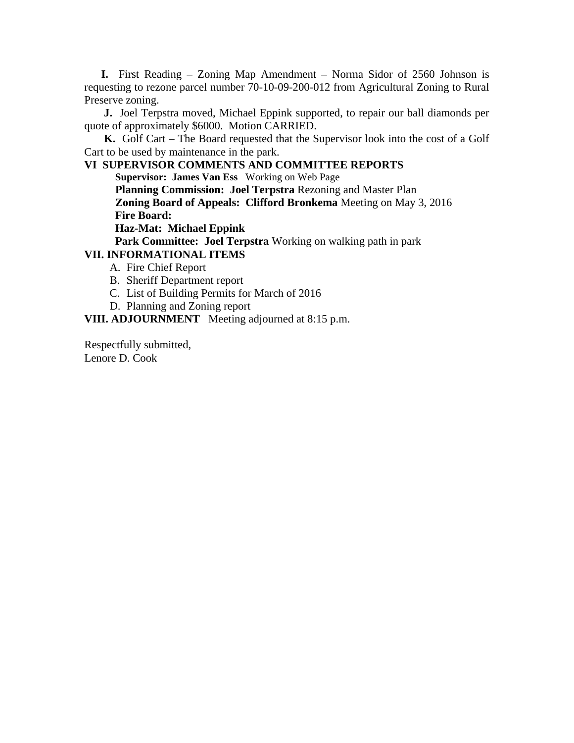**I.** First Reading – Zoning Map Amendment – Norma Sidor of 2560 Johnson is requesting to rezone parcel number 70-10-09-200-012 from Agricultural Zoning to Rural Preserve zoning.

**J.** Joel Terpstra moved, Michael Eppink supported, to repair our ball diamonds per quote of approximately $6000. Motion CARRIED.

**K.** Golf Cart – The Board requested that the Supervisor look into the cost of a Golf Cart to be used by maintenance in the park.

**VI SUPERVISOR COMMENTS AND COMMITTEE REPORTS**

**Supervisor: James Van Ess** Working on Web Page

**Planning Commission: Joel Terpstra** Rezoning and Master Plan

**Zoning Board of Appeals: Clifford Bronkema** Meeting on May 3, 2016

**Fire Board:**

**Haz-Mat: Michael Eppink**

**Park Committee: Joel Terpstra** Working on walking path in park

**VII. INFORMATIONAL ITEMS**

A. Fire Chief Report
B. Sheriff Department report
C. List of Building Permits for March of 2016
D. Planning and Zoning report

**VIII. ADJOURNMENT** Meeting adjourned at 8:15 p.m.

Respectfully submitted,
Lenore D. Cook